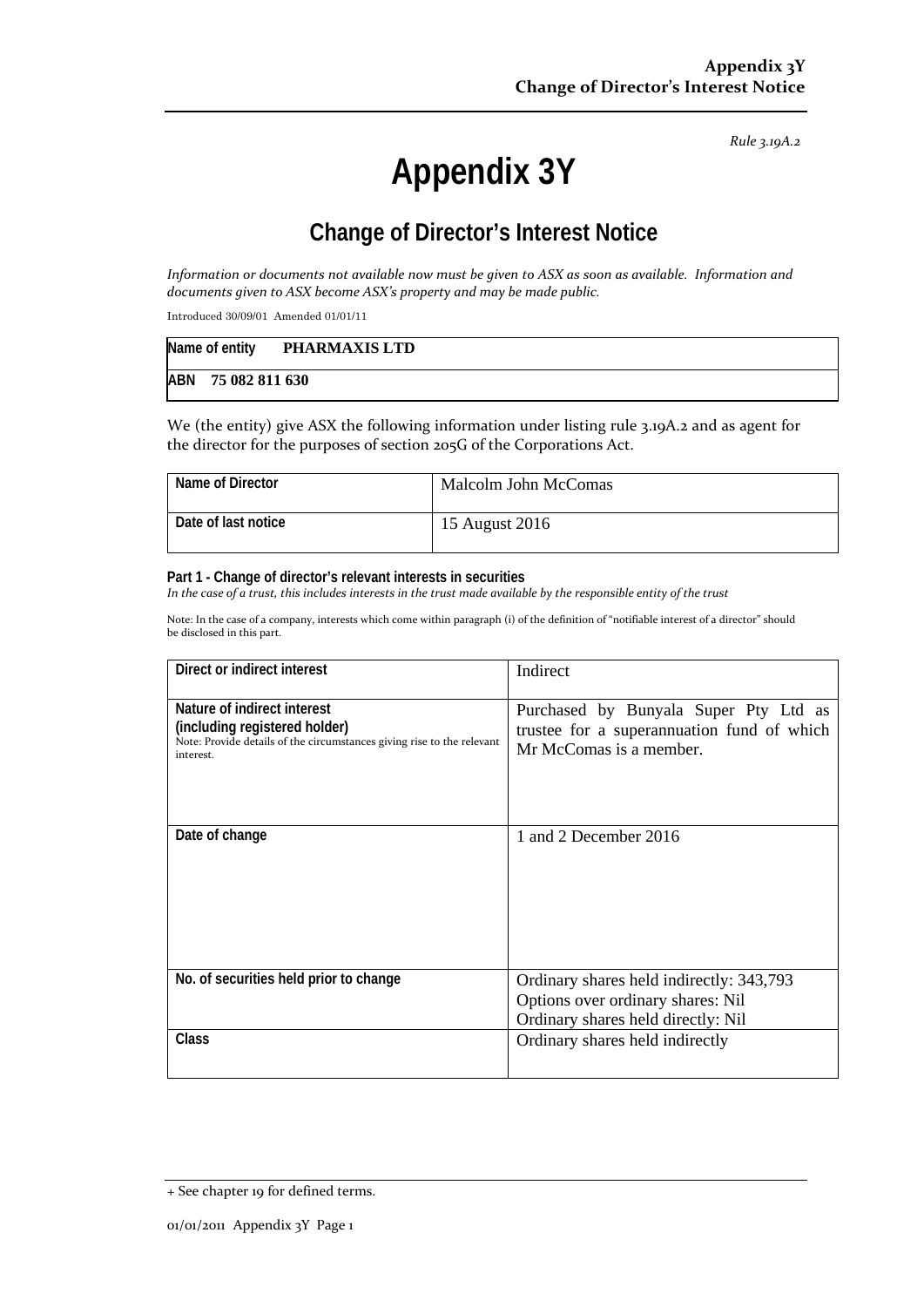*Rule 3.19A.2*

# Appendix 3Y

## Change of Director's Interest Notice

*Information or documents not available now must be given to ASX as soon as available. Information and documents given to ASX become ASX's property and may be made public.*

Introduced 30/09/01 Amended 01/01/11

| Name of entity | **PHARMAXIS LTD** |
|---|---|
| ABN | **75 082 811 630** |

We (the entity) give ASX the following information under listing rule 3.19A.2 and as agent for the director for the purposes of section 205G of the Corporations Act.

| Name of Director | Malcolm John McComas |
|---|---|
| Date of last notice | 15 August 2016 |

**Part 1 - Change of director's relevant interests in securities**

*In the case of a trust, this includes interests in the trust made available by the responsible entity of the trust*

Note: In the case of a company, interests which come within paragraph (i) of the definition of "notifiable interest of a director" should be disclosed in this part.

| Direct or indirect interest | Indirect |
|---|---|
| **Nature of indirect interest (including registered holder)**<br>Note: Provide details of the circumstances giving rise to the relevant interest. | Purchased by Bunyala Super Pty Ltd as trustee for a superannuation fund of which Mr McComas is a member. |
| **Date of change** | 1 and 2 December 2016 |
| **No. of securities held prior to change** | Ordinary shares held indirectly: 343,793<br>Options over ordinary shares: Nil<br>Ordinary shares held directly: Nil |
| **Class** | Ordinary shares held indirectly |

+ See chapter 19 for defined terms.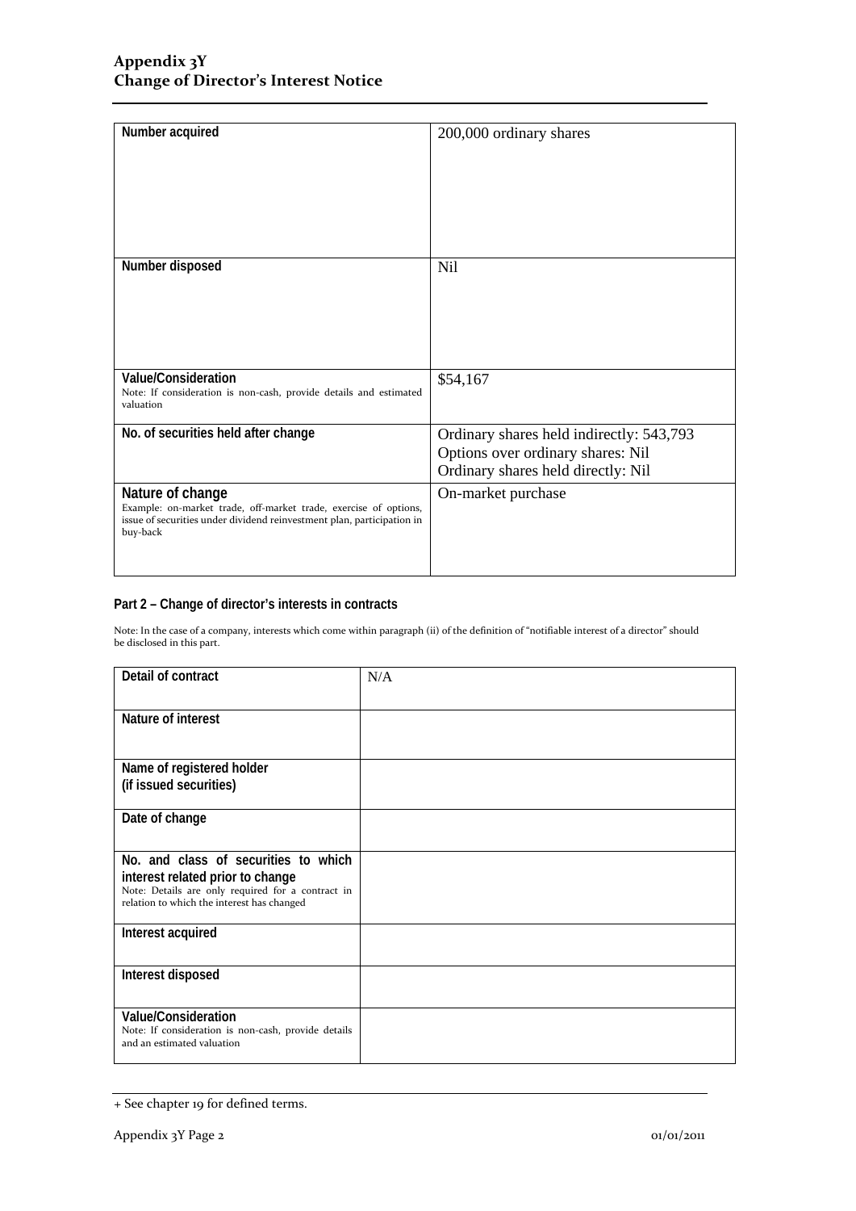| Number acquired | 200,000 ordinary shares |
| --- | --- |
| Number disposed | Nil |
| **Value/Consideration**<br>Note: If consideration is non-cash, provide details and estimated valuation | $54,167 |
| **No. of securities held after change** | Ordinary shares held indirectly: 543,793<br>Options over ordinary shares: Nil<br>Ordinary shares held directly: Nil |
| **Nature of change**<br>Example: on-market trade, off-market trade, exercise of options, issue of securities under dividend reinvestment plan, participation in buy-back | On-market purchase |

### Part 2 – Change of director's interests in contracts

Note: In the case of a company, interests which come within paragraph (ii) of the definition of "notifiable interest of a director" should be disclosed in this part.

| Detail of contract | N/A |
| --- | --- |
| **Nature of interest** | |
| **Name of registered holder (if issued securities)** | |
| **Date of change** | |
| **No. and class of securities to which interest related prior to change**<br>Note: Details are only required for a contract in relation to which the interest has changed | |
| **Interest acquired** | |
| **Interest disposed** | |
| **Value/Consideration**<br>Note: If consideration is non-cash, provide details and an estimated valuation | |

+ See chapter 19 for defined terms.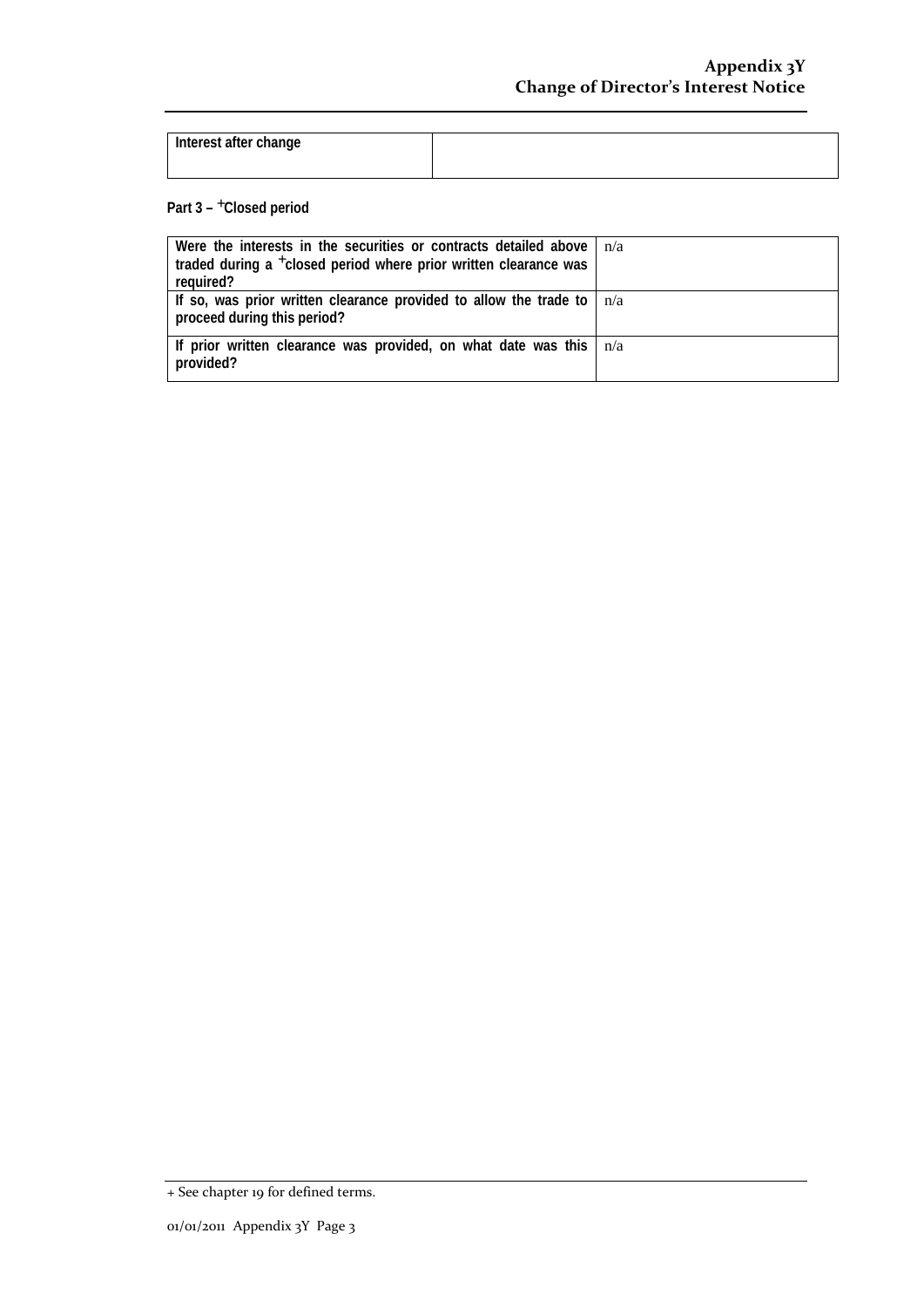| | |
|---|---|
| Interest after change | |

**Part 3 – +Closed period**

| | |
|---|---|
| **Were the interests in the securities or contracts detailed above traded during a +closed period where prior written clearance was required?** | n/a |
| **If so, was prior written clearance provided to allow the trade to proceed during this period?** | n/a |
| **If prior written clearance was provided, on what date was this provided?** | n/a |

+ See chapter 19 for defined terms.